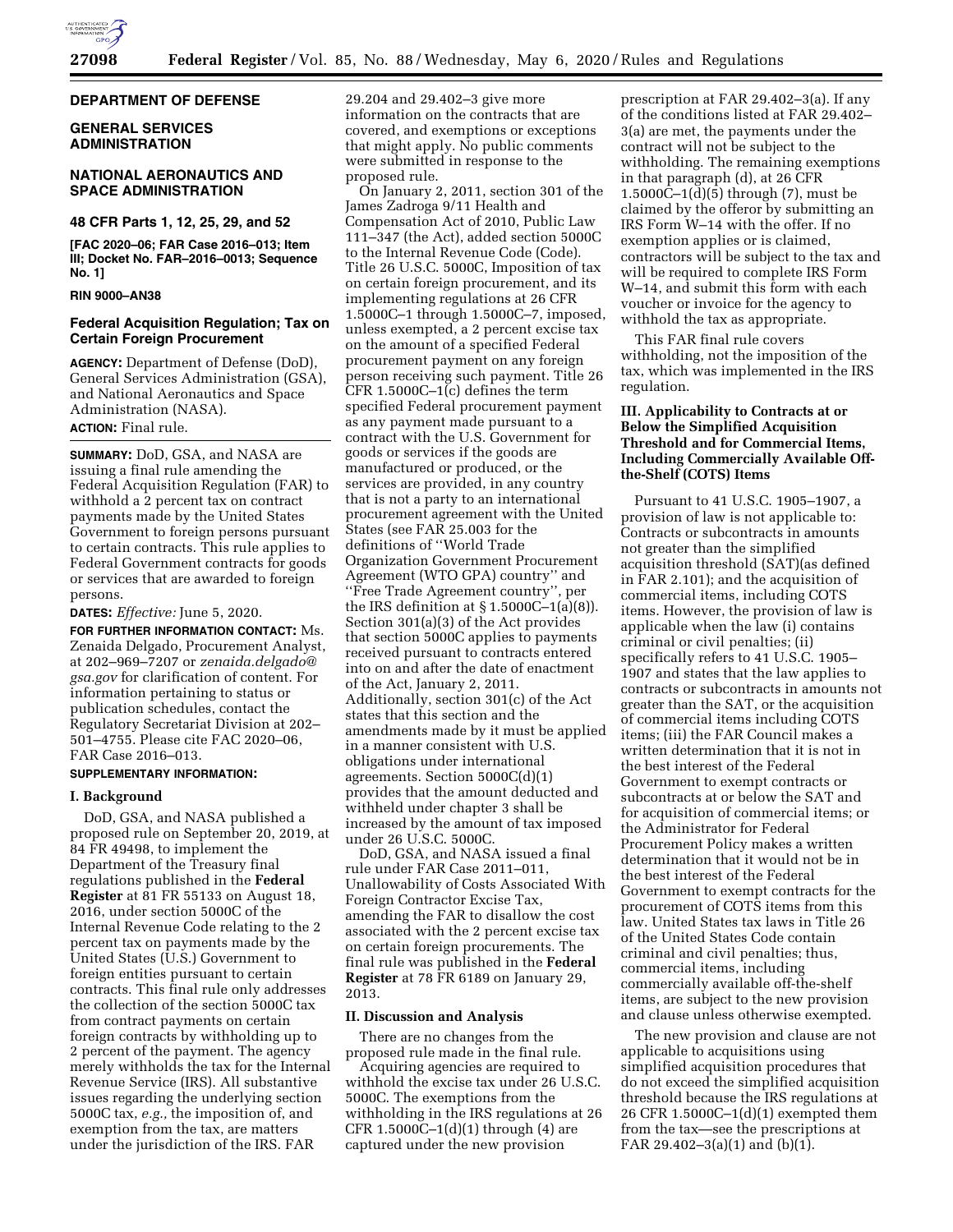**DEPARTMENT OF DEFENSE**

**GENERAL SERVICES ADMINISTRATION**

**NATIONAL AERONAUTICS AND SPACE ADMINISTRATION**

**48 CFR Parts 1, 12, 25, 29, and 52**

**[FAC 2020–06; FAR Case 2016–013; Item III; Docket No. FAR–2016–0013; Sequence No. 1]**

**RIN 9000–AN38**

## Federal Acquisition Regulation; Tax on Certain Foreign Procurement

**AGENCY:** Department of Defense (DoD), General Services Administration (GSA), and National Aeronautics and Space Administration (NASA).

**ACTION:** Final rule.

**SUMMARY:** DoD, GSA, and NASA are issuing a final rule amending the Federal Acquisition Regulation (FAR) to withhold a 2 percent tax on contract payments made by the United States Government to foreign persons pursuant to certain contracts. This rule applies to Federal Government contracts for goods or services that are awarded to foreign persons.

**DATES:** *Effective:* June 5, 2020.

**FOR FURTHER INFORMATION CONTACT:** Ms. Zenaida Delgado, Procurement Analyst, at 202–969–7207 or *zenaida.delgado@gsa.gov* for clarification of content. For information pertaining to status or publication schedules, contact the Regulatory Secretariat Division at 202–501–4755. Please cite FAC 2020–06, FAR Case 2016–013.

**SUPPLEMENTARY INFORMATION:**

### I. Background

DoD, GSA, and NASA published a proposed rule on September 20, 2019, at 84 FR 49498, to implement the Department of the Treasury final regulations published in the **Federal Register** at 81 FR 55133 on August 18, 2016, under section 5000C of the Internal Revenue Code relating to the 2 percent tax on payments made by the United States (U.S.) Government to foreign entities pursuant to certain contracts. This final rule only addresses the collection of the section 5000C tax from contract payments on certain foreign contracts by withholding up to 2 percent of the payment. The agency merely withholds the tax for the Internal Revenue Service (IRS). All substantive issues regarding the underlying section 5000C tax, *e.g.,* the imposition of, and exemption from the tax, are matters under the jurisdiction of the IRS. FAR 29.204 and 29.402–3 give more information on the contracts that are covered, and exemptions or exceptions that might apply. No public comments were submitted in response to the proposed rule.

On January 2, 2011, section 301 of the James Zadroga 9/11 Health and Compensation Act of 2010, Public Law 111–347 (the Act), added section 5000C to the Internal Revenue Code (Code). Title 26 U.S.C. 5000C, Imposition of tax on certain foreign procurement, and its implementing regulations at 26 CFR 1.5000C–1 through 1.5000C–7, imposed, unless exempted, a 2 percent excise tax on the amount of a specified Federal procurement payment on any foreign person receiving such payment. Title 26 CFR 1.5000C–1(c) defines the term specified Federal procurement payment as any payment made pursuant to a contract with the U.S. Government for goods or services if the goods are manufactured or produced, or the services are provided, in any country that is not a party to an international procurement agreement with the United States (see FAR 25.003 for the definitions of ''World Trade Organization Government Procurement Agreement (WTO GPA) country'' and ''Free Trade Agreement country'', per the IRS definition at § 1.5000C–1(a)(8)). Section 301(a)(3) of the Act provides that section 5000C applies to payments received pursuant to contracts entered into on and after the date of enactment of the Act, January 2, 2011. Additionally, section 301(c) of the Act states that this section and the amendments made by it must be applied in a manner consistent with U.S. obligations under international agreements. Section 5000C(d)(1) provides that the amount deducted and withheld under chapter 3 shall be increased by the amount of tax imposed under 26 U.S.C. 5000C.

DoD, GSA, and NASA issued a final rule under FAR Case 2011–011, Unallowability of Costs Associated With Foreign Contractor Excise Tax, amending the FAR to disallow the cost associated with the 2 percent excise tax on certain foreign procurements. The final rule was published in the **Federal Register** at 78 FR 6189 on January 29, 2013.

### II. Discussion and Analysis

There are no changes from the proposed rule made in the final rule.

Acquiring agencies are required to withhold the excise tax under 26 U.S.C. 5000C. The exemptions from the withholding in the IRS regulations at 26 CFR 1.5000C–1(d)(1) through (4) are captured under the new provision prescription at FAR 29.402–3(a). If any of the conditions listed at FAR 29.402–3(a) are met, the payments under the contract will not be subject to the withholding. The remaining exemptions in that paragraph (d), at 26 CFR 1.5000C–1(d)(5) through (7), must be claimed by the offeror by submitting an IRS Form W–14 with the offer. If no exemption applies or is claimed, contractors will be subject to the tax and will be required to complete IRS Form W–14, and submit this form with each voucher or invoice for the agency to withhold the tax as appropriate.

This FAR final rule covers withholding, not the imposition of the tax, which was implemented in the IRS regulation.

### III. Applicability to Contracts at or Below the Simplified Acquisition Threshold and for Commercial Items, Including Commercially Available Off-the-Shelf (COTS) Items

Pursuant to 41 U.S.C. 1905–1907, a provision of law is not applicable to: Contracts or subcontracts in amounts not greater than the simplified acquisition threshold (SAT)(as defined in FAR 2.101); and the acquisition of commercial items, including COTS items. However, the provision of law is applicable when the law (i) contains criminal or civil penalties; (ii) specifically refers to 41 U.S.C. 1905–1907 and states that the law applies to contracts or subcontracts in amounts not greater than the SAT, or the acquisition of commercial items including COTS items; (iii) the FAR Council makes a written determination that it is not in the best interest of the Federal Government to exempt contracts or subcontracts at or below the SAT and for acquisition of commercial items; or the Administrator for Federal Procurement Policy makes a written determination that it would not be in the best interest of the Federal Government to exempt contracts for the procurement of COTS items from this law. United States tax laws in Title 26 of the United States Code contain criminal and civil penalties; thus, commercial items, including commercially available off-the-shelf items, are subject to the new provision and clause unless otherwise exempted.

The new provision and clause are not applicable to acquisitions using simplified acquisition procedures that do not exceed the simplified acquisition threshold because the IRS regulations at 26 CFR 1.5000C–1(d)(1) exempted them from the tax—see the prescriptions at FAR 29.402–3(a)(1) and (b)(1).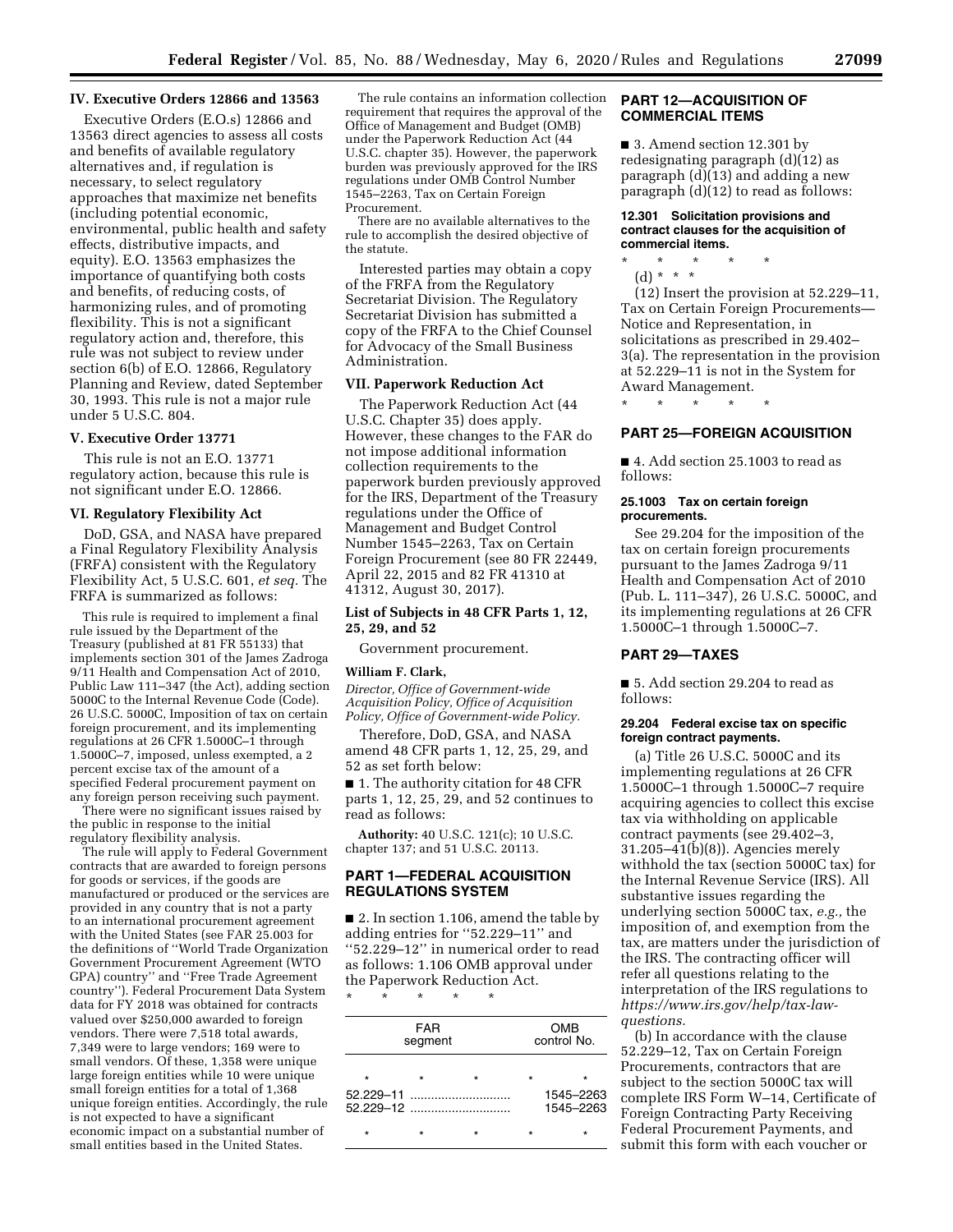### IV. Executive Orders 12866 and 13563

Executive Orders (E.O.s) 12866 and 13563 direct agencies to assess all costs and benefits of available regulatory alternatives and, if regulation is necessary, to select regulatory approaches that maximize net benefits (including potential economic, environmental, public health and safety effects, distributive impacts, and equity). E.O. 13563 emphasizes the importance of quantifying both costs and benefits, of reducing costs, of harmonizing rules, and of promoting flexibility. This is not a significant regulatory action and, therefore, this rule was not subject to review under section 6(b) of E.O. 12866, Regulatory Planning and Review, dated September 30, 1993. This rule is not a major rule under 5 U.S.C. 804.

### V. Executive Order 13771

This rule is not an E.O. 13771 regulatory action, because this rule is not significant under E.O. 12866.

### VI. Regulatory Flexibility Act

DoD, GSA, and NASA have prepared a Final Regulatory Flexibility Analysis (FRFA) consistent with the Regulatory Flexibility Act, 5 U.S.C. 601, *et seq.* The FRFA is summarized as follows:

This rule is required to implement a final rule issued by the Department of the Treasury (published at 81 FR 55133) that implements section 301 of the James Zadroga 9/11 Health and Compensation Act of 2010, Public Law 111–347 (the Act), adding section 5000C to the Internal Revenue Code (Code). 26 U.S.C. 5000C, Imposition of tax on certain foreign procurement, and its implementing regulations at 26 CFR 1.5000C–1 through 1.5000C–7, imposed, unless exempted, a 2 percent excise tax of the amount of a specified Federal procurement payment on any foreign person receiving such payment.

There were no significant issues raised by the public in response to the initial regulatory flexibility analysis.

The rule will apply to Federal Government contracts that are awarded to foreign persons for goods or services, if the goods are manufactured or produced or the services are provided in any country that is not a party to an international procurement agreement with the United States (see FAR 25.003 for the definitions of ''World Trade Organization Government Procurement Agreement (WTO GPA) country'' and ''Free Trade Agreement country''). Federal Procurement Data System data for FY 2018 was obtained for contracts valued over $250,000 awarded to foreign vendors. There were 7,518 total awards, 7,349 were to large vendors; 169 were to small vendors. Of these, 1,358 were unique large foreign entities while 10 were unique small foreign entities for a total of 1,368 unique foreign entities. Accordingly, the rule is not expected to have a significant economic impact on a substantial number of small entities based in the United States.

The rule contains an information collection requirement that requires the approval of the Office of Management and Budget (OMB) under the Paperwork Reduction Act (44 U.S.C. chapter 35). However, the paperwork burden was previously approved for the IRS regulations under OMB Control Number 1545–2263, Tax on Certain Foreign Procurement.

There are no available alternatives to the rule to accomplish the desired objective of the statute.

Interested parties may obtain a copy of the FRFA from the Regulatory Secretariat Division. The Regulatory Secretariat Division has submitted a copy of the FRFA to the Chief Counsel for Advocacy of the Small Business Administration.

### VII. Paperwork Reduction Act

The Paperwork Reduction Act (44 U.S.C. Chapter 35) does apply. However, these changes to the FAR do not impose additional information collection requirements to the paperwork burden previously approved for the IRS, Department of the Treasury regulations under the Office of Management and Budget Control Number 1545–2263, Tax on Certain Foreign Procurement (see 80 FR 22449, April 22, 2015 and 82 FR 41310 at 41312, August 30, 2017).

### List of Subjects in 48 CFR Parts 1, 12, 25, 29, and 52

Government procurement.

**William F. Clark,**

*Director, Office of Government-wide Acquisition Policy, Office of Acquisition Policy, Office of Government-wide Policy.*

Therefore, DoD, GSA, and NASA amend 48 CFR parts 1, 12, 25, 29, and 52 as set forth below:

■ 1. The authority citation for 48 CFR parts 1, 12, 25, 29, and 52 continues to read as follows:

**Authority:** 40 U.S.C. 121(c); 10 U.S.C. chapter 137; and 51 U.S.C. 20113.

## PART 1—FEDERAL ACQUISITION REGULATIONS SYSTEM

■ 2. In section 1.106, amend the table by adding entries for ''52.229–11'' and ''52.229–12'' in numerical order to read as follows: 1.106 OMB approval under the Paperwork Reduction Act.

\* \* \* \* \*

| FAR segment | OMB control No. |
|---|---|
| \* \* \* | \* \* |
| 52.229–11 ............................ | 1545–2263 |
| 52.229–12 ............................ | 1545–2263 |
| \* \* \* | \* \* |

## PART 12—ACQUISITION OF COMMERCIAL ITEMS

■ 3. Amend section 12.301 by redesignating paragraph (d)(12) as paragraph (d)(13) and adding a new paragraph (d)(12) to read as follows:

**12.301 Solicitation provisions and contract clauses for the acquisition of commercial items.**

\* \* \* \* \*

(d) \* \* \*

(12) Insert the provision at 52.229–11, Tax on Certain Foreign Procurements—Notice and Representation, in solicitations as prescribed in 29.402–3(a). The representation in the provision at 52.229–11 is not in the System for Award Management.

\* \* \* \* \*

## PART 25—FOREIGN ACQUISITION

■ 4. Add section 25.1003 to read as follows:

**25.1003 Tax on certain foreign procurements.**

See 29.204 for the imposition of the tax on certain foreign procurements pursuant to the James Zadroga 9/11 Health and Compensation Act of 2010 (Pub. L. 111–347), 26 U.S.C. 5000C, and its implementing regulations at 26 CFR 1.5000C–1 through 1.5000C–7.

## PART 29—TAXES

■ 5. Add section 29.204 to read as follows:

**29.204 Federal excise tax on specific foreign contract payments.**

(a) Title 26 U.S.C. 5000C and its implementing regulations at 26 CFR 1.5000C–1 through 1.5000C–7 require acquiring agencies to collect this excise tax via withholding on applicable contract payments (see 29.402–3, 31.205–41(b)(8)). Agencies merely withhold the tax (section 5000C tax) for the Internal Revenue Service (IRS). All substantive issues regarding the underlying section 5000C tax, *e.g.,* the imposition of, and exemption from the tax, are matters under the jurisdiction of the IRS. The contracting officer will refer all questions relating to the interpretation of the IRS regulations to *https://www.irs.gov/help/tax-law-questions.*

(b) In accordance with the clause 52.229–12, Tax on Certain Foreign Procurements, contractors that are subject to the section 5000C tax will complete IRS Form W–14, Certificate of Foreign Contracting Party Receiving Federal Procurement Payments, and submit this form with each voucher or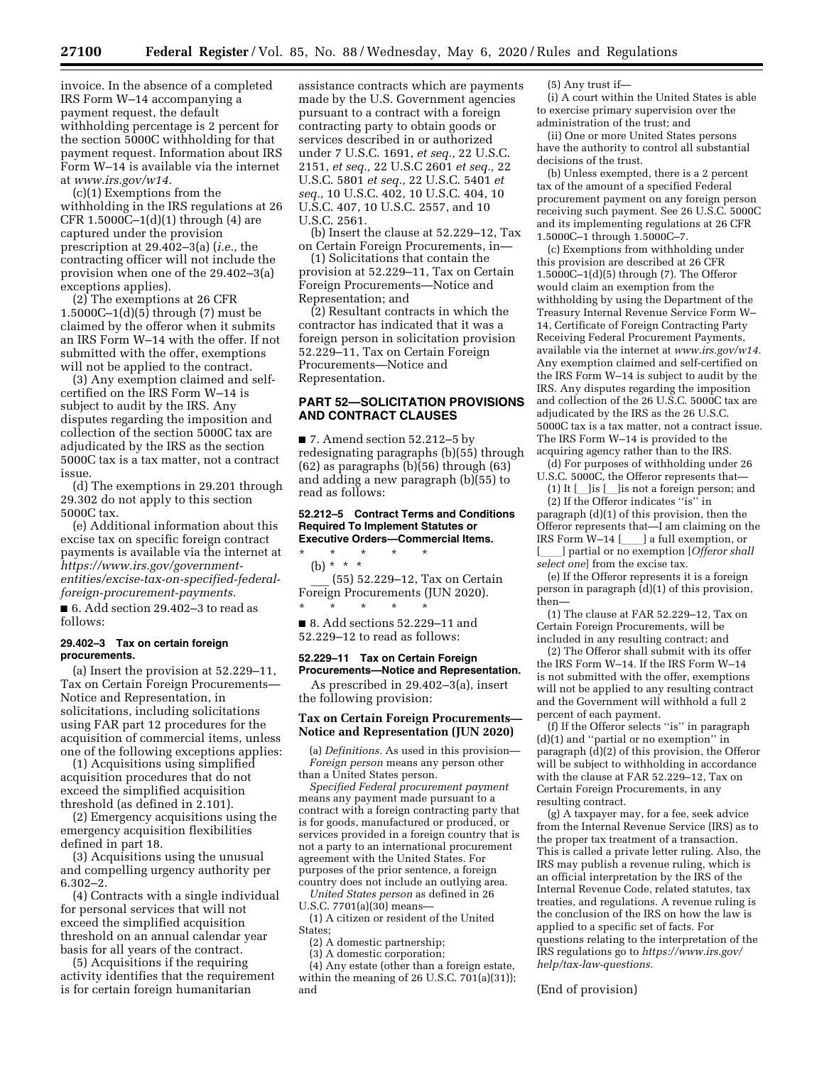invoice. In the absence of a completed IRS Form W–14 accompanying a payment request, the default withholding percentage is 2 percent for the section 5000C withholding for that payment request. Information about IRS Form W–14 is available via the internet at *www.irs.gov/w14.*

(c)(1) Exemptions from the withholding in the IRS regulations at 26 CFR 1.5000C–1(d)(1) through (4) are captured under the provision prescription at 29.402–3(a) (*i.e.,* the contracting officer will not include the provision when one of the 29.402–3(a) exceptions applies).

(2) The exemptions at 26 CFR 1.5000C–1(d)(5) through (7) must be claimed by the offeror when it submits an IRS Form W–14 with the offer. If not submitted with the offer, exemptions will not be applied to the contract.

(3) Any exemption claimed and self-certified on the IRS Form W–14 is subject to audit by the IRS. Any disputes regarding the imposition and collection of the section 5000C tax are adjudicated by the IRS as the section 5000C tax is a tax matter, not a contract issue.

(d) The exemptions in 29.201 through 29.302 do not apply to this section 5000C tax.

(e) Additional information about this excise tax on specific foreign contract payments is available via the internet at *https://www.irs.gov/government-entities/excise-tax-on-specified-federal-foreign-procurement-payments.*

■ 6. Add section 29.402–3 to read as follows:

**29.402–3 Tax on certain foreign procurements.**

(a) Insert the provision at 52.229–11, Tax on Certain Foreign Procurements—Notice and Representation, in solicitations, including solicitations using FAR part 12 procedures for the acquisition of commercial items, unless one of the following exceptions applies:

(1) Acquisitions using simplified acquisition procedures that do not exceed the simplified acquisition threshold (as defined in 2.101).

(2) Emergency acquisitions using the emergency acquisition flexibilities defined in part 18.

(3) Acquisitions using the unusual and compelling urgency authority per 6.302–2.

(4) Contracts with a single individual for personal services that will not exceed the simplified acquisition threshold on an annual calendar year basis for all years of the contract.

(5) Acquisitions if the requiring activity identifies that the requirement is for certain foreign humanitarian assistance contracts which are payments made by the U.S. Government agencies pursuant to a contract with a foreign contracting party to obtain goods or services described in or authorized under 7 U.S.C. 1691, *et seq.,* 22 U.S.C. 2151, *et seq.,* 22 U.S.C 2601 *et seq.,* 22 U.S.C. 5801 *et seq.,* 22 U.S.C. 5401 *et seq.,* 10 U.S.C. 402, 10 U.S.C. 404, 10 U.S.C. 407, 10 U.S.C. 2557, and 10 U.S.C. 2561.

(b) Insert the clause at 52.229–12, Tax on Certain Foreign Procurements, in—

(1) Solicitations that contain the provision at 52.229–11, Tax on Certain Foreign Procurements—Notice and Representation; and

(2) Resultant contracts in which the contractor has indicated that it was a foreign person in solicitation provision 52.229–11, Tax on Certain Foreign Procurements—Notice and Representation.

## PART 52—SOLICITATION PROVISIONS AND CONTRACT CLAUSES

■ 7. Amend section 52.212–5 by redesignating paragraphs (b)(55) through (62) as paragraphs (b)(56) through (63) and adding a new paragraph (b)(55) to read as follows:

**52.212–5 Contract Terms and Conditions Required To Implement Statutes or Executive Orders—Commercial Items.**

\* \* \* \* \*

(b) \* \* \*

___ (55) 52.229–12, Tax on Certain Foreign Procurements (JUN 2020).

\* \* \* \* \*

■ 8. Add sections 52.229–11 and 52.229–12 to read as follows:

**52.229–11 Tax on Certain Foreign Procurements—Notice and Representation.**

As prescribed in 29.402–3(a), insert the following provision:

**Tax on Certain Foreign Procurements—Notice and Representation (JUN 2020)**

(a) *Definitions.* As used in this provision—

*Foreign person* means any person other than a United States person.

*Specified Federal procurement payment* means any payment made pursuant to a contract with a foreign contracting party that is for goods, manufactured or produced, or services provided in a foreign country that is not a party to an international procurement agreement with the United States. For purposes of the prior sentence, a foreign country does not include an outlying area.

*United States person* as defined in 26 U.S.C. 7701(a)(30) means—

(1) A citizen or resident of the United States;

(2) A domestic partnership;

(3) A domestic corporation;

(4) Any estate (other than a foreign estate, within the meaning of 26 U.S.C. 701(a)(31)); and

(5) Any trust if—

(i) A court within the United States is able to exercise primary supervision over the administration of the trust; and

(ii) One or more United States persons have the authority to control all substantial decisions of the trust.

(b) Unless exempted, there is a 2 percent tax of the amount of a specified Federal procurement payment on any foreign person receiving such payment. See 26 U.S.C. 5000C and its implementing regulations at 26 CFR 1.5000C–1 through 1.5000C–7.

(c) Exemptions from withholding under this provision are described at 26 CFR 1.5000C–1(d)(5) through (7). The Offeror would claim an exemption from the withholding by using the Department of the Treasury Internal Revenue Service Form W–14, Certificate of Foreign Contracting Party Receiving Federal Procurement Payments, available via the internet at *www.irs.gov/w14*. Any exemption claimed and self-certified on the IRS Form W–14 is subject to audit by the IRS. Any disputes regarding the imposition and collection of the 26 U.S.C. 5000C tax are adjudicated by the IRS as the 26 U.S.C. 5000C tax is a tax matter, not a contract issue. The IRS Form W–14 is provided to the acquiring agency rather than to the IRS.

(d) For purposes of withholding under 26 U.S.C. 5000C, the Offeror represents that—

(1) It [__]is [__]is not a foreign person; and

(2) If the Offeror indicates ''is'' in paragraph (d)(1) of this provision, then the Offeror represents that—I am claiming on the IRS Form W–14 [____] a full exemption, or [____] partial or no exemption [*Offeror shall select one*] from the excise tax.

(e) If the Offeror represents it is a foreign person in paragraph (d)(1) of this provision, then—

(1) The clause at FAR 52.229–12, Tax on Certain Foreign Procurements, will be included in any resulting contract; and

(2) The Offeror shall submit with its offer the IRS Form W–14. If the IRS Form W–14 is not submitted with the offer, exemptions will not be applied to any resulting contract and the Government will withhold a full 2 percent of each payment.

(f) If the Offeror selects ''is'' in paragraph (d)(1) and ''partial or no exemption'' in paragraph (d)(2) of this provision, the Offeror will be subject to withholding in accordance with the clause at FAR 52.229–12, Tax on Certain Foreign Procurements, in any resulting contract.

(g) A taxpayer may, for a fee, seek advice from the Internal Revenue Service (IRS) as to the proper tax treatment of a transaction. This is called a private letter ruling. Also, the IRS may publish a revenue ruling, which is an official interpretation by the IRS of the Internal Revenue Code, related statutes, tax treaties, and regulations. A revenue ruling is the conclusion of the IRS on how the law is applied to a specific set of facts. For questions relating to the interpretation of the IRS regulations go to *https://www.irs.gov/help/tax-law-questions.*

(End of provision)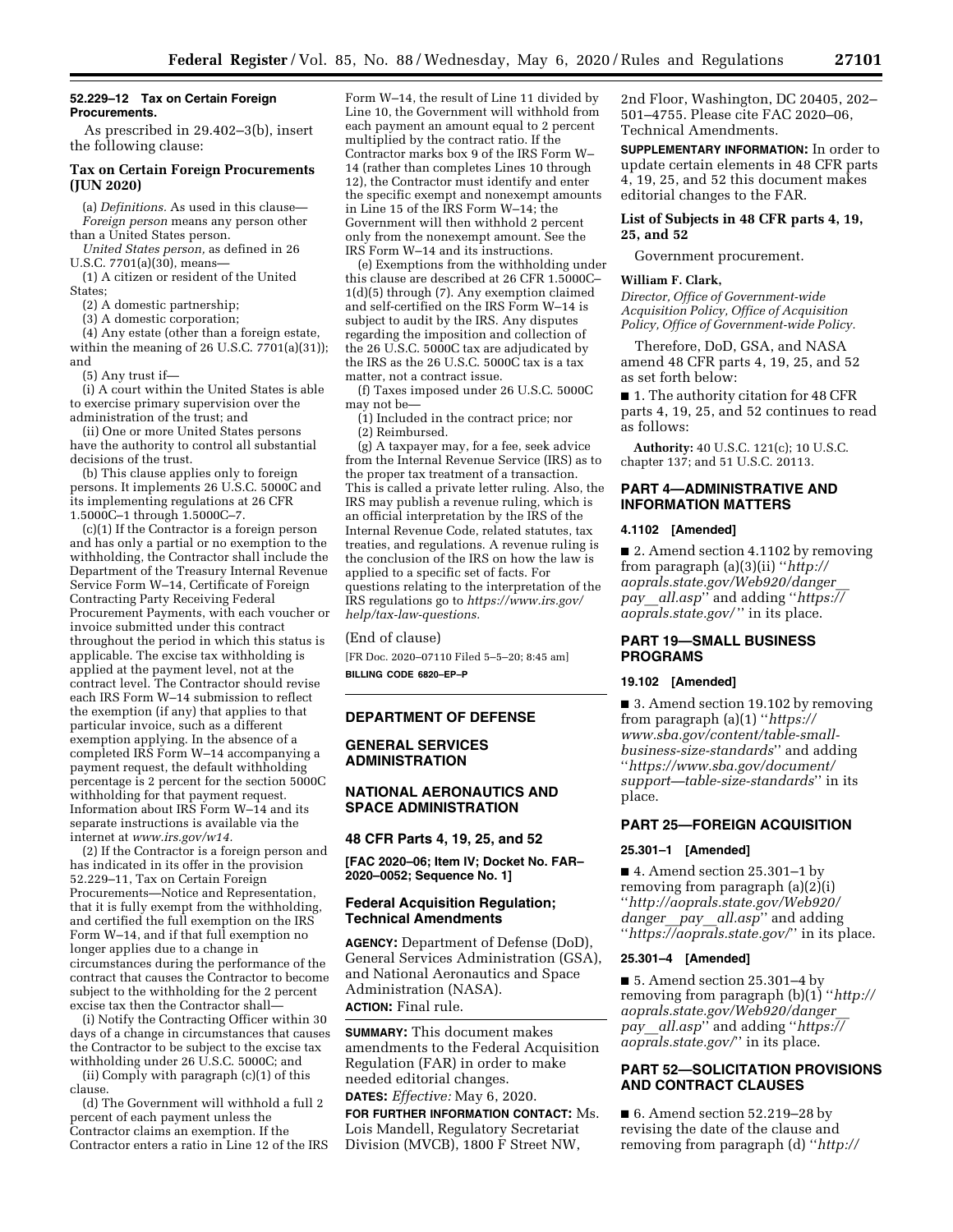**52.229–12 Tax on Certain Foreign Procurements.**

As prescribed in 29.402–3(b), insert the following clause:

**Tax on Certain Foreign Procurements (JUN 2020)**

(a) *Definitions.* As used in this clause—

*Foreign person* means any person other than a United States person.

*United States person,* as defined in 26 U.S.C. 7701(a)(30), means—

(1) A citizen or resident of the United States;

(2) A domestic partnership;

(3) A domestic corporation;

(4) Any estate (other than a foreign estate, within the meaning of 26 U.S.C. 7701(a)(31)); and

(5) Any trust if—

(i) A court within the United States is able to exercise primary supervision over the administration of the trust; and

(ii) One or more United States persons have the authority to control all substantial decisions of the trust.

(b) This clause applies only to foreign persons. It implements 26 U.S.C. 5000C and its implementing regulations at 26 CFR 1.5000C–1 through 1.5000C–7.

(c)(1) If the Contractor is a foreign person and has only a partial or no exemption to the withholding, the Contractor shall include the Department of the Treasury Internal Revenue Service Form W–14, Certificate of Foreign Contracting Party Receiving Federal Procurement Payments, with each voucher or invoice submitted under this contract throughout the period in which this status is applicable. The excise tax withholding is applied at the payment level, not at the contract level. The Contractor should revise each IRS Form W–14 submission to reflect the exemption (if any) that applies to that particular invoice, such as a different exemption applying. In the absence of a completed IRS Form W–14 accompanying a payment request, the default withholding percentage is 2 percent for the section 5000C withholding for that payment request. Information about IRS Form W–14 and its separate instructions is available via the internet at *www.irs.gov/w14.*

(2) If the Contractor is a foreign person and has indicated in its offer in the provision 52.229–11, Tax on Certain Foreign Procurements—Notice and Representation, that it is fully exempt from the withholding, and certified the full exemption on the IRS Form W–14, and if that full exemption no longer applies due to a change in circumstances during the performance of the contract that causes the Contractor to become subject to the withholding for the 2 percent excise tax then the Contractor shall—

(i) Notify the Contracting Officer within 30 days of a change in circumstances that causes the Contractor to be subject to the excise tax withholding under 26 U.S.C. 5000C; and

(ii) Comply with paragraph (c)(1) of this clause.

(d) The Government will withhold a full 2 percent of each payment unless the Contractor claims an exemption. If the Contractor enters a ratio in Line 12 of the IRS Form W–14, the result of Line 11 divided by Line 10, the Government will withhold from each payment an amount equal to 2 percent multiplied by the contract ratio. If the Contractor marks box 9 of the IRS Form W–14 (rather than completes Lines 10 through 12), the Contractor must identify and enter the specific exempt and nonexempt amounts in Line 15 of the IRS Form W–14; the Government will then withhold 2 percent only from the nonexempt amount. See the IRS Form W–14 and its instructions.

(e) Exemptions from the withholding under this clause are described at 26 CFR 1.5000C–1(d)(5) through (7). Any exemption claimed and self-certified on the IRS Form W–14 is subject to audit by the IRS. Any disputes regarding the imposition and collection of the 26 U.S.C. 5000C tax are adjudicated by the IRS as the 26 U.S.C. 5000C tax is a tax matter, not a contract issue.

(f) Taxes imposed under 26 U.S.C. 5000C may not be—

(1) Included in the contract price; nor

(2) Reimbursed.

(g) A taxpayer may, for a fee, seek advice from the Internal Revenue Service (IRS) as to the proper tax treatment of a transaction. This is called a private letter ruling. Also, the IRS may publish a revenue ruling, which is an official interpretation by the IRS of the Internal Revenue Code, related statutes, tax treaties, and regulations. A revenue ruling is the conclusion of the IRS on how the law is applied to a specific set of facts. For questions relating to the interpretation of the IRS regulations go to *https://www.irs.gov/help/tax-law-questions.*

(End of clause)

[FR Doc. 2020–07110 Filed 5–5–20; 8:45 am]

**BILLING CODE 6820–EP–P**

---

## DEPARTMENT OF DEFENSE

## GENERAL SERVICES ADMINISTRATION

## NATIONAL AERONAUTICS AND SPACE ADMINISTRATION

### 48 CFR Parts 4, 19, 25, and 52

**[FAC 2020–06; Item IV; Docket No. FAR–2020–0052; Sequence No. 1]**

## Federal Acquisition Regulation; Technical Amendments

**AGENCY:** Department of Defense (DoD), General Services Administration (GSA), and National Aeronautics and Space Administration (NASA).

**ACTION:** Final rule.

**SUMMARY:** This document makes amendments to the Federal Acquisition Regulation (FAR) in order to make needed editorial changes.

**DATES:** *Effective:* May 6, 2020.

**FOR FURTHER INFORMATION CONTACT:** Ms. Lois Mandell, Regulatory Secretariat Division (MVCB), 1800 F Street NW, 2nd Floor, Washington, DC 20405, 202–501–4755. Please cite FAC 2020–06, Technical Amendments.

**SUPPLEMENTARY INFORMATION:** In order to update certain elements in 48 CFR parts 4, 19, 25, and 52 this document makes editorial changes to the FAR.

### List of Subjects in 48 CFR parts 4, 19, 25, and 52

Government procurement.

**William F. Clark,**

*Director, Office of Government-wide Acquisition Policy, Office of Acquisition Policy, Office of Government-wide Policy.*

Therefore, DoD, GSA, and NASA amend 48 CFR parts 4, 19, 25, and 52 as set forth below:

■ 1. The authority citation for 48 CFR parts 4, 19, 25, and 52 continues to read as follows:

**Authority:** 40 U.S.C. 121(c); 10 U.S.C. chapter 137; and 51 U.S.C. 20113.

## PART 4—ADMINISTRATIVE AND INFORMATION MATTERS

### 4.1102 [Amended]

■ 2. Amend section 4.1102 by removing from paragraph (a)(3)(ii) "*http://aoprals.state.gov/Web920/danger__pay__all.asp*" and adding "*https://aoprals.state.gov/*" in its place.

## PART 19—SMALL BUSINESS PROGRAMS

### 19.102 [Amended]

■ 3. Amend section 19.102 by removing from paragraph (a)(1) "*https://www.sba.gov/content/table-small-business-size-standards*" and adding "*https://www.sba.gov/document/support—table-size-standards*" in its place.

## PART 25—FOREIGN ACQUISITION

### 25.301–1 [Amended]

■ 4. Amend section 25.301–1 by removing from paragraph (a)(2)(i) "*http://aoprals.state.gov/Web920/danger__pay__all.asp*" and adding "*https://aoprals.state.gov/*" in its place.

### 25.301–4 [Amended]

■ 5. Amend section 25.301–4 by removing from paragraph (b)(1) "*http://aoprals.state.gov/Web920/danger__pay__all.asp*" and adding "*https://aoprals.state.gov/*" in its place.

## PART 52—SOLICITATION PROVISIONS AND CONTRACT CLAUSES

■ 6. Amend section 52.219–28 by revising the date of the clause and removing from paragraph (d) "*http://*